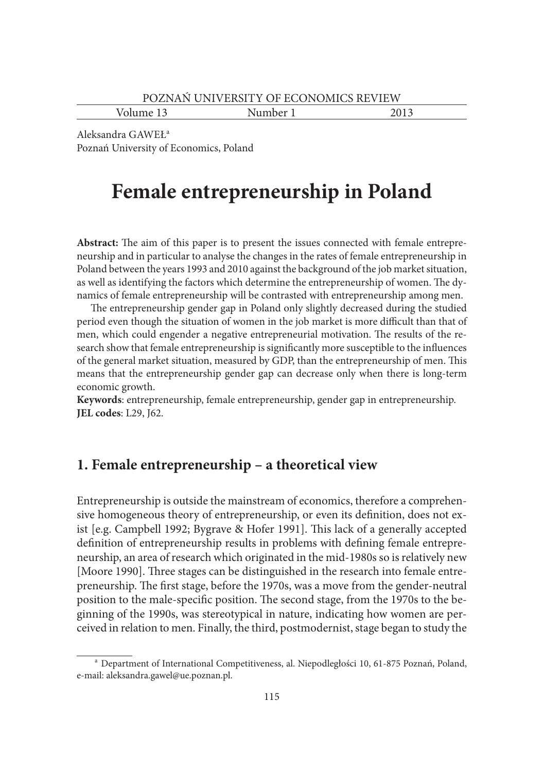Aleksandra GAWEŁ[a]
Poznań University of Economics, Poland

# Female entrepreneurship in Poland

**Abstract:** The aim of this paper is to present the issues connected with female entrepreneurship and in particular to analyse the changes in the rates of female entrepreneurship in Poland between the years 1993 and 2010 against the background of the job market situation, as well as identifying the factors which determine the entrepreneurship of women. The dynamics of female entrepreneurship will be contrasted with entrepreneurship among men.

The entrepreneurship gender gap in Poland only slightly decreased during the studied period even though the situation of women in the job market is more difficult than that of men, which could engender a negative entrepreneurial motivation. The results of the research show that female entrepreneurship is significantly more susceptible to the influences of the general market situation, measured by GDP, than the entrepreneurship of men. This means that the entrepreneurship gender gap can decrease only when there is long-term economic growth.

**Keywords**: entrepreneurship, female entrepreneurship, gender gap in entrepreneurship.
**JEL codes**: L29, J62.

## 1. Female entrepreneurship – a theoretical view

Entrepreneurship is outside the mainstream of economics, therefore a comprehensive homogeneous theory of entrepreneurship, or even its definition, does not exist [e.g. Campbell 1992; Bygrave & Hofer 1991]. This lack of a generally accepted definition of entrepreneurship results in problems with defining female entrepreneurship, an area of research which originated in the mid-1980s so is relatively new [Moore 1990]. Three stages can be distinguished in the research into female entrepreneurship. The first stage, before the 1970s, was a move from the gender-neutral position to the male-specific position. The second stage, from the 1970s to the beginning of the 1990s, was stereotypical in nature, indicating how women are perceived in relation to men. Finally, the third, postmodernist, stage began to study the

[a] Department of International Competitiveness, al. Niepodległości 10, 61-875 Poznań, Poland, e-mail: aleksandra.gawel@ue.poznan.pl.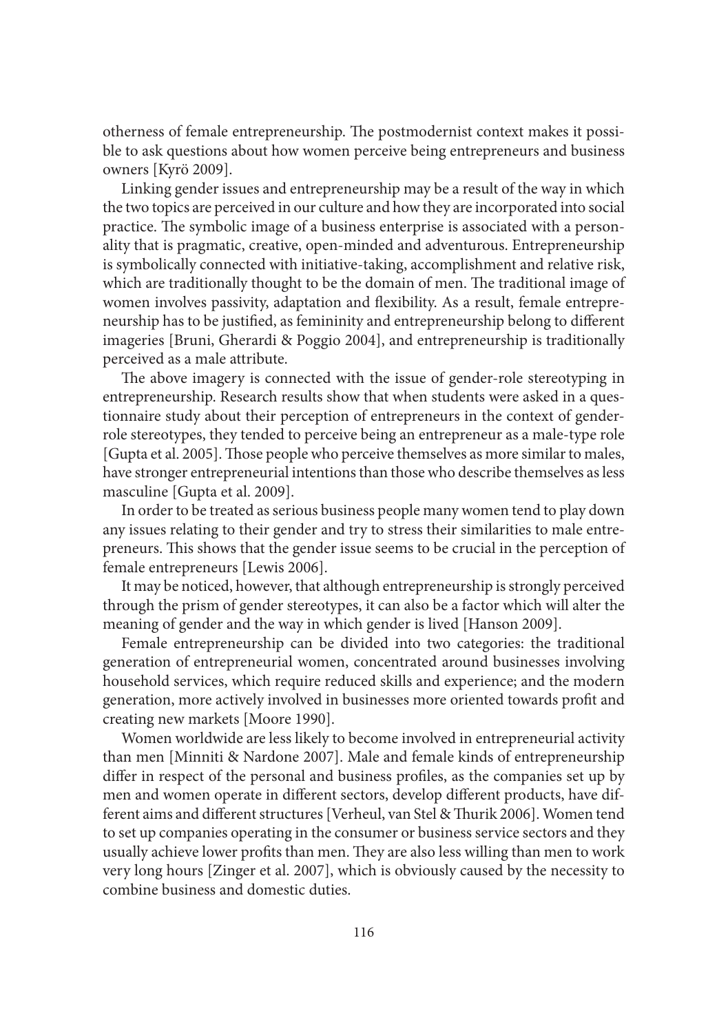otherness of female entrepreneurship. The postmodernist context makes it possible to ask questions about how women perceive being entrepreneurs and business owners [Kyrö 2009].

Linking gender issues and entrepreneurship may be a result of the way in which the two topics are perceived in our culture and how they are incorporated into social practice. The symbolic image of a business enterprise is associated with a personality that is pragmatic, creative, open-minded and adventurous. Entrepreneurship is symbolically connected with initiative-taking, accomplishment and relative risk, which are traditionally thought to be the domain of men. The traditional image of women involves passivity, adaptation and flexibility. As a result, female entrepreneurship has to be justified, as femininity and entrepreneurship belong to different imageries [Bruni, Gherardi & Poggio 2004], and entrepreneurship is traditionally perceived as a male attribute.

The above imagery is connected with the issue of gender-role stereotyping in entrepreneurship. Research results show that when students were asked in a questionnaire study about their perception of entrepreneurs in the context of gender-role stereotypes, they tended to perceive being an entrepreneur as a male-type role [Gupta et al. 2005]. Those people who perceive themselves as more similar to males, have stronger entrepreneurial intentions than those who describe themselves as less masculine [Gupta et al. 2009].

In order to be treated as serious business people many women tend to play down any issues relating to their gender and try to stress their similarities to male entrepreneurs. This shows that the gender issue seems to be crucial in the perception of female entrepreneurs [Lewis 2006].

It may be noticed, however, that although entrepreneurship is strongly perceived through the prism of gender stereotypes, it can also be a factor which will alter the meaning of gender and the way in which gender is lived [Hanson 2009].

Female entrepreneurship can be divided into two categories: the traditional generation of entrepreneurial women, concentrated around businesses involving household services, which require reduced skills and experience; and the modern generation, more actively involved in businesses more oriented towards profit and creating new markets [Moore 1990].

Women worldwide are less likely to become involved in entrepreneurial activity than men [Minniti & Nardone 2007]. Male and female kinds of entrepreneurship differ in respect of the personal and business profiles, as the companies set up by men and women operate in different sectors, develop different products, have different aims and different structures [Verheul, van Stel & Thurik 2006]. Women tend to set up companies operating in the consumer or business service sectors and they usually achieve lower profits than men. They are also less willing than men to work very long hours [Zinger et al. 2007], which is obviously caused by the necessity to combine business and domestic duties.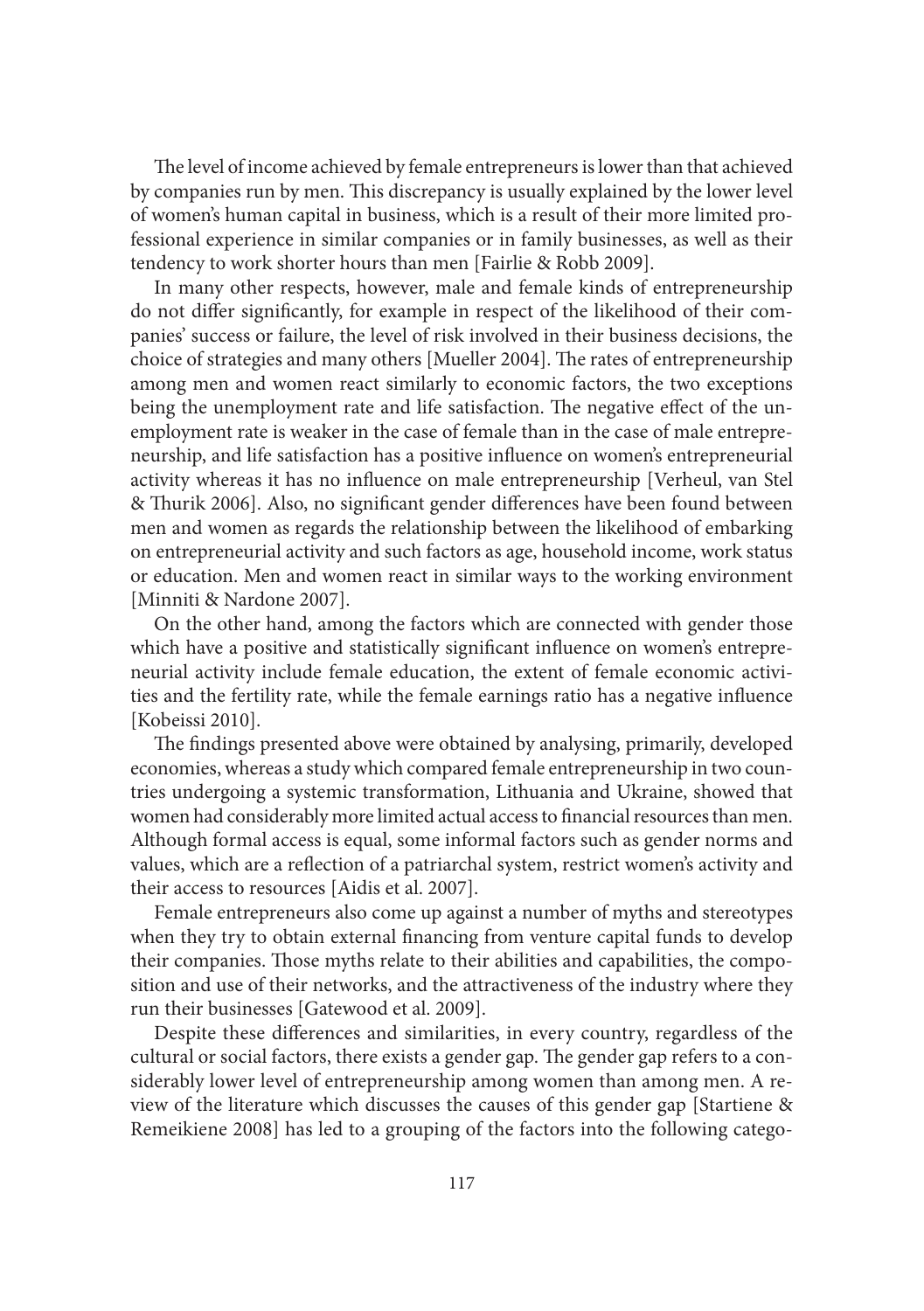The level of income achieved by female entrepreneurs is lower than that achieved by companies run by men. This discrepancy is usually explained by the lower level of women's human capital in business, which is a result of their more limited professional experience in similar companies or in family businesses, as well as their tendency to work shorter hours than men [Fairlie & Robb 2009].

In many other respects, however, male and female kinds of entrepreneurship do not differ significantly, for example in respect of the likelihood of their companies' success or failure, the level of risk involved in their business decisions, the choice of strategies and many others [Mueller 2004]. The rates of entrepreneurship among men and women react similarly to economic factors, the two exceptions being the unemployment rate and life satisfaction. The negative effect of the unemployment rate is weaker in the case of female than in the case of male entrepreneurship, and life satisfaction has a positive influence on women's entrepreneurial activity whereas it has no influence on male entrepreneurship [Verheul, van Stel & Thurik 2006]. Also, no significant gender differences have been found between men and women as regards the relationship between the likelihood of embarking on entrepreneurial activity and such factors as age, household income, work status or education. Men and women react in similar ways to the working environment [Minniti & Nardone 2007].

On the other hand, among the factors which are connected with gender those which have a positive and statistically significant influence on women's entrepreneurial activity include female education, the extent of female economic activities and the fertility rate, while the female earnings ratio has a negative influence [Kobeissi 2010].

The findings presented above were obtained by analysing, primarily, developed economies, whereas a study which compared female entrepreneurship in two countries undergoing a systemic transformation, Lithuania and Ukraine, showed that women had considerably more limited actual access to financial resources than men. Although formal access is equal, some informal factors such as gender norms and values, which are a reflection of a patriarchal system, restrict women's activity and their access to resources [Aidis et al. 2007].

Female entrepreneurs also come up against a number of myths and stereotypes when they try to obtain external financing from venture capital funds to develop their companies. Those myths relate to their abilities and capabilities, the composition and use of their networks, and the attractiveness of the industry where they run their businesses [Gatewood et al. 2009].

Despite these differences and similarities, in every country, regardless of the cultural or social factors, there exists a gender gap. The gender gap refers to a considerably lower level of entrepreneurship among women than among men. A review of the literature which discusses the causes of this gender gap [Startiene & Remeikiene 2008] has led to a grouping of the factors into the following catego-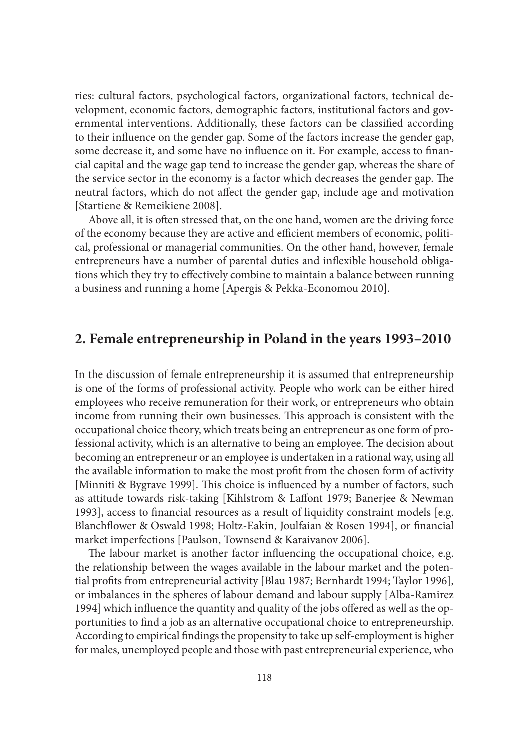ries: cultural factors, psychological factors, organizational factors, technical development, economic factors, demographic factors, institutional factors and governmental interventions. Additionally, these factors can be classified according to their influence on the gender gap. Some of the factors increase the gender gap, some decrease it, and some have no influence on it. For example, access to financial capital and the wage gap tend to increase the gender gap, whereas the share of the service sector in the economy is a factor which decreases the gender gap. The neutral factors, which do not affect the gender gap, include age and motivation [Startiene & Remeikiene 2008].

Above all, it is often stressed that, on the one hand, women are the driving force of the economy because they are active and efficient members of economic, political, professional or managerial communities. On the other hand, however, female entrepreneurs have a number of parental duties and inflexible household obligations which they try to effectively combine to maintain a balance between running a business and running a home [Apergis & Pekka-Economou 2010].

## 2. Female entrepreneurship in Poland in the years 1993–2010

In the discussion of female entrepreneurship it is assumed that entrepreneurship is one of the forms of professional activity. People who work can be either hired employees who receive remuneration for their work, or entrepreneurs who obtain income from running their own businesses. This approach is consistent with the occupational choice theory, which treats being an entrepreneur as one form of professional activity, which is an alternative to being an employee. The decision about becoming an entrepreneur or an employee is undertaken in a rational way, using all the available information to make the most profit from the chosen form of activity [Minniti & Bygrave 1999]. This choice is influenced by a number of factors, such as attitude towards risk-taking [Kihlstrom & Laffont 1979; Banerjee & Newman 1993], access to financial resources as a result of liquidity constraint models [e.g. Blanchflower & Oswald 1998; Holtz-Eakin, Joulfaian & Rosen 1994], or financial market imperfections [Paulson, Townsend & Karaivanov 2006].

The labour market is another factor influencing the occupational choice, e.g. the relationship between the wages available in the labour market and the potential profits from entrepreneurial activity [Blau 1987; Bernhardt 1994; Taylor 1996], or imbalances in the spheres of labour demand and labour supply [Alba-Ramirez 1994] which influence the quantity and quality of the jobs offered as well as the opportunities to find a job as an alternative occupational choice to entrepreneurship. According to empirical findings the propensity to take up self-employment is higher for males, unemployed people and those with past entrepreneurial experience, who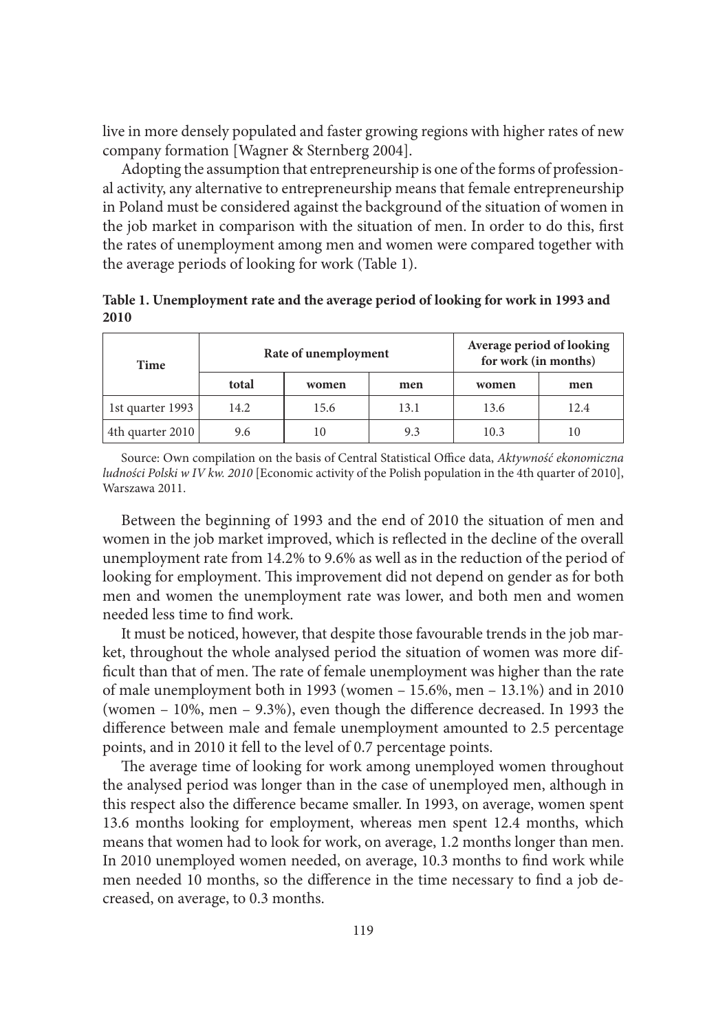live in more densely populated and faster growing regions with higher rates of new company formation [Wagner & Sternberg 2004].

Adopting the assumption that entrepreneurship is one of the forms of professional activity, any alternative to entrepreneurship means that female entrepreneurship in Poland must be considered against the background of the situation of women in the job market in comparison with the situation of men. In order to do this, first the rates of unemployment among men and women were compared together with the average periods of looking for work (Table 1).

**Table 1. Unemployment rate and the average period of looking for work in 1993 and 2010**

| Time | Rate of unemployment | | | Average period of looking for work (in months) | |
|---|---|---|---|---|---|
| | total | women | men | women | men |
| 1st quarter 1993 | 14.2 | 15.6 | 13.1 | 13.6 | 12.4 |
| 4th quarter 2010 | 9.6 | 10 | 9.3 | 10.3 | 10 |

Source: Own compilation on the basis of Central Statistical Office data, *Aktywność ekonomiczna ludności Polski w IV kw. 2010* [Economic activity of the Polish population in the 4th quarter of 2010], Warszawa 2011.

Between the beginning of 1993 and the end of 2010 the situation of men and women in the job market improved, which is reflected in the decline of the overall unemployment rate from 14.2% to 9.6% as well as in the reduction of the period of looking for employment. This improvement did not depend on gender as for both men and women the unemployment rate was lower, and both men and women needed less time to find work.

It must be noticed, however, that despite those favourable trends in the job market, throughout the whole analysed period the situation of women was more difficult than that of men. The rate of female unemployment was higher than the rate of male unemployment both in 1993 (women – 15.6%, men – 13.1%) and in 2010 (women – 10%, men – 9.3%), even though the difference decreased. In 1993 the difference between male and female unemployment amounted to 2.5 percentage points, and in 2010 it fell to the level of 0.7 percentage points.

The average time of looking for work among unemployed women throughout the analysed period was longer than in the case of unemployed men, although in this respect also the difference became smaller. In 1993, on average, women spent 13.6 months looking for employment, whereas men spent 12.4 months, which means that women had to look for work, on average, 1.2 months longer than men. In 2010 unemployed women needed, on average, 10.3 months to find work while men needed 10 months, so the difference in the time necessary to find a job decreased, on average, to 0.3 months.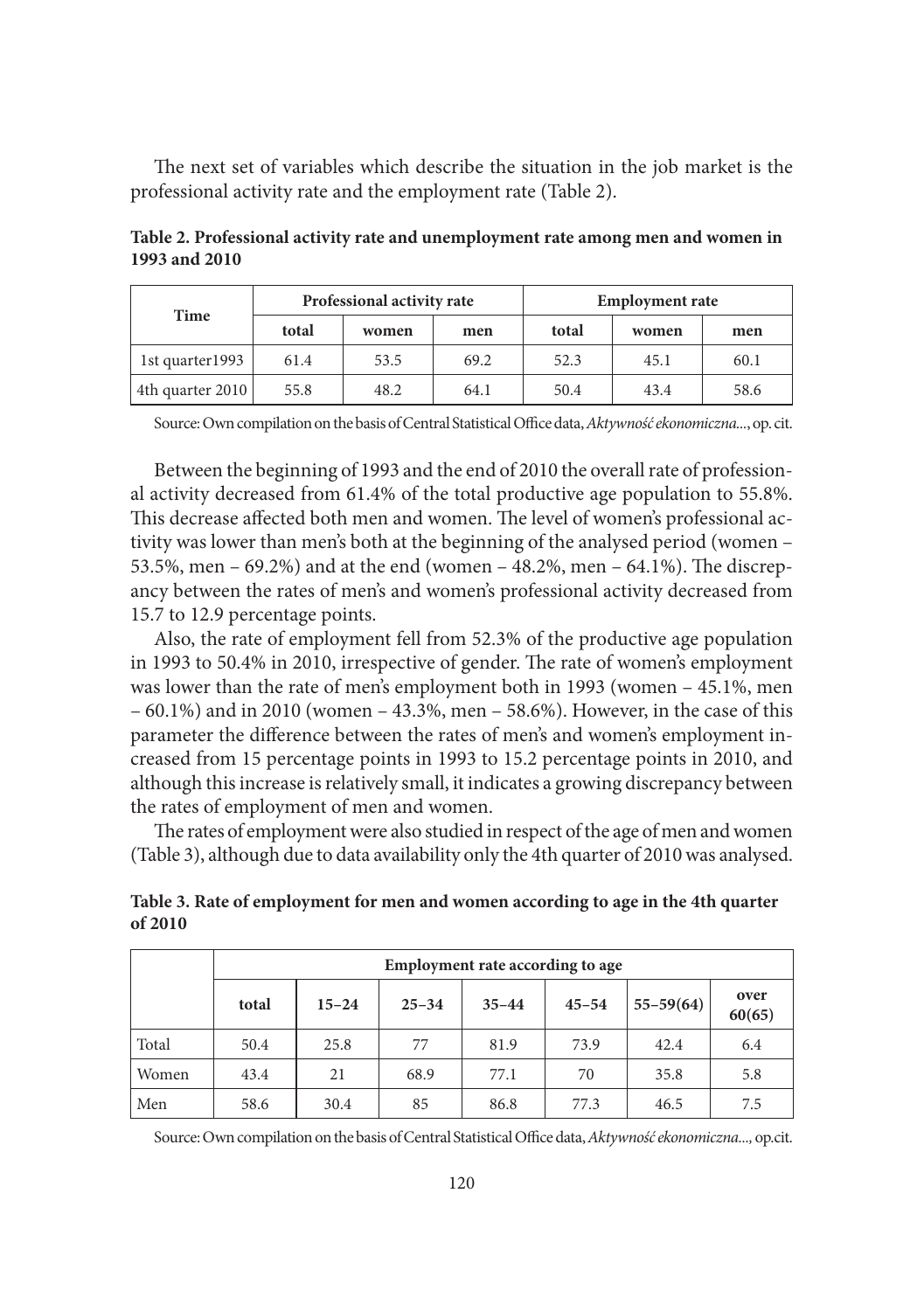The next set of variables which describe the situation in the job market is the professional activity rate and the employment rate (Table 2).

**Table 2. Professional activity rate and unemployment rate among men and women in 1993 and 2010**

| Time | Professional activity rate | | | Employment rate | | |
|---|---|---|---|---|---|---|
| | total | women | men | total | women | men |
| 1st quarter1993 | 61.4 | 53.5 | 69.2 | 52.3 | 45.1 | 60.1 |
| 4th quarter 2010 | 55.8 | 48.2 | 64.1 | 50.4 | 43.4 | 58.6 |

Source: Own compilation on the basis of Central Statistical Office data, *Aktywność ekonomiczna...*, op. cit.

Between the beginning of 1993 and the end of 2010 the overall rate of professional activity decreased from 61.4% of the total productive age population to 55.8%. This decrease affected both men and women. The level of women's professional activity was lower than men's both at the beginning of the analysed period (women – 53.5%, men – 69.2%) and at the end (women – 48.2%, men – 64.1%). The discrepancy between the rates of men's and women's professional activity decreased from 15.7 to 12.9 percentage points.

Also, the rate of employment fell from 52.3% of the productive age population in 1993 to 50.4% in 2010, irrespective of gender. The rate of women's employment was lower than the rate of men's employment both in 1993 (women – 45.1%, men – 60.1%) and in 2010 (women – 43.3%, men – 58.6%). However, in the case of this parameter the difference between the rates of men's and women's employment increased from 15 percentage points in 1993 to 15.2 percentage points in 2010, and although this increase is relatively small, it indicates a growing discrepancy between the rates of employment of men and women.

The rates of employment were also studied in respect of the age of men and women (Table 3), although due to data availability only the 4th quarter of 2010 was analysed.

**Table 3. Rate of employment for men and women according to age in the 4th quarter of 2010**

| | Employment rate according to age | | | | | | |
|---|---|---|---|---|---|---|---|
| | total | 15–24 | 25–34 | 35–44 | 45–54 | 55–59(64) | over 60(65) |
| Total | 50.4 | 25.8 | 77 | 81.9 | 73.9 | 42.4 | 6.4 |
| Women | 43.4 | 21 | 68.9 | 77.1 | 70 | 35.8 | 5.8 |
| Men | 58.6 | 30.4 | 85 | 86.8 | 77.3 | 46.5 | 7.5 |

Source: Own compilation on the basis of Central Statistical Office data, *Aktywność ekonomiczna...*, op.cit.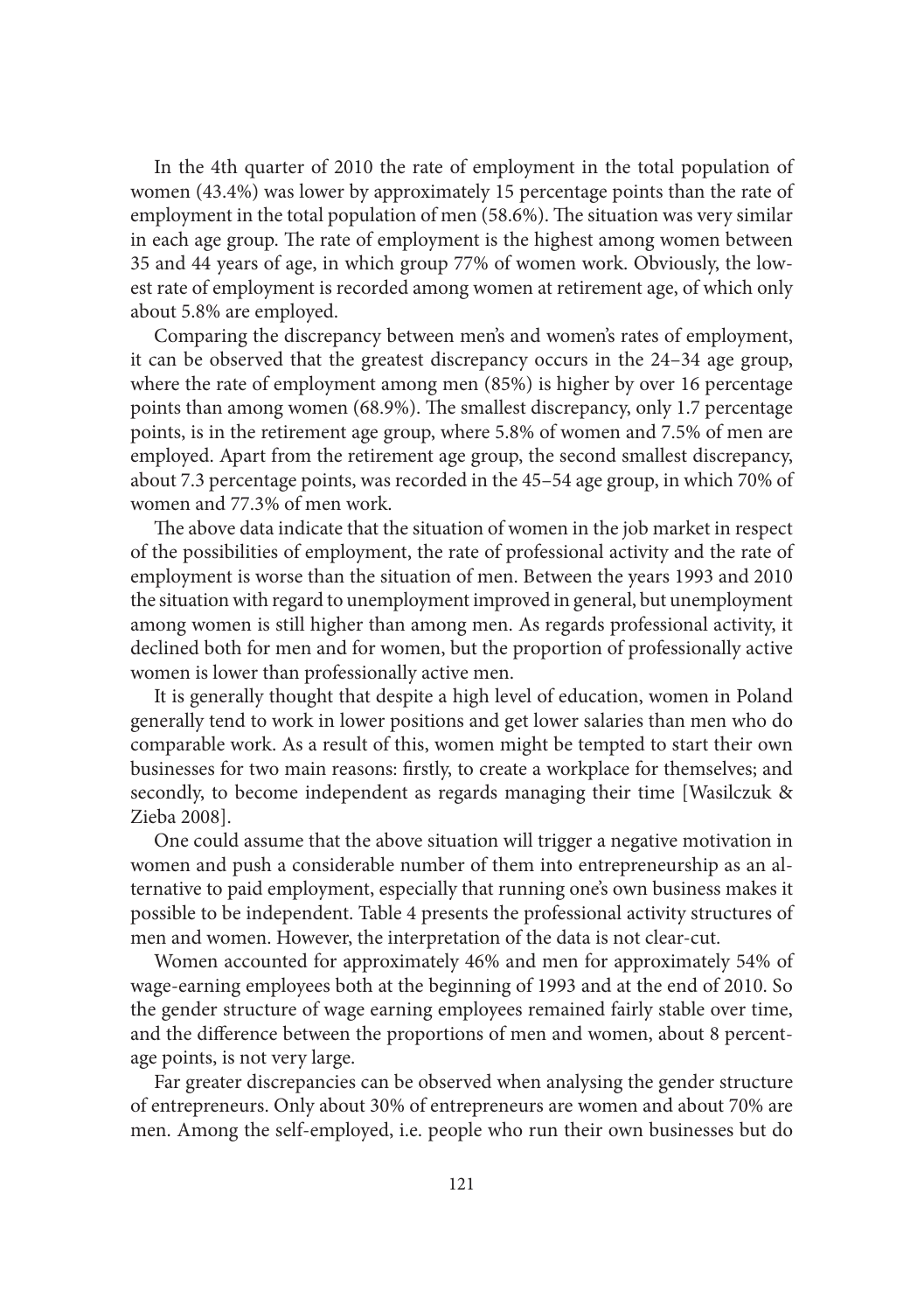In the 4th quarter of 2010 the rate of employment in the total population of women (43.4%) was lower by approximately 15 percentage points than the rate of employment in the total population of men (58.6%). The situation was very similar in each age group. The rate of employment is the highest among women between 35 and 44 years of age, in which group 77% of women work. Obviously, the lowest rate of employment is recorded among women at retirement age, of which only about 5.8% are employed.

Comparing the discrepancy between men's and women's rates of employment, it can be observed that the greatest discrepancy occurs in the 24–34 age group, where the rate of employment among men (85%) is higher by over 16 percentage points than among women (68.9%). The smallest discrepancy, only 1.7 percentage points, is in the retirement age group, where 5.8% of women and 7.5% of men are employed. Apart from the retirement age group, the second smallest discrepancy, about 7.3 percentage points, was recorded in the 45–54 age group, in which 70% of women and 77.3% of men work.

The above data indicate that the situation of women in the job market in respect of the possibilities of employment, the rate of professional activity and the rate of employment is worse than the situation of men. Between the years 1993 and 2010 the situation with regard to unemployment improved in general, but unemployment among women is still higher than among men. As regards professional activity, it declined both for men and for women, but the proportion of professionally active women is lower than professionally active men.

It is generally thought that despite a high level of education, women in Poland generally tend to work in lower positions and get lower salaries than men who do comparable work. As a result of this, women might be tempted to start their own businesses for two main reasons: firstly, to create a workplace for themselves; and secondly, to become independent as regards managing their time [Wasilczuk & Zieba 2008].

One could assume that the above situation will trigger a negative motivation in women and push a considerable number of them into entrepreneurship as an alternative to paid employment, especially that running one's own business makes it possible to be independent. Table 4 presents the professional activity structures of men and women. However, the interpretation of the data is not clear-cut.

Women accounted for approximately 46% and men for approximately 54% of wage-earning employees both at the beginning of 1993 and at the end of 2010. So the gender structure of wage earning employees remained fairly stable over time, and the difference between the proportions of men and women, about 8 percentage points, is not very large.

Far greater discrepancies can be observed when analysing the gender structure of entrepreneurs. Only about 30% of entrepreneurs are women and about 70% are men. Among the self-employed, i.e. people who run their own businesses but do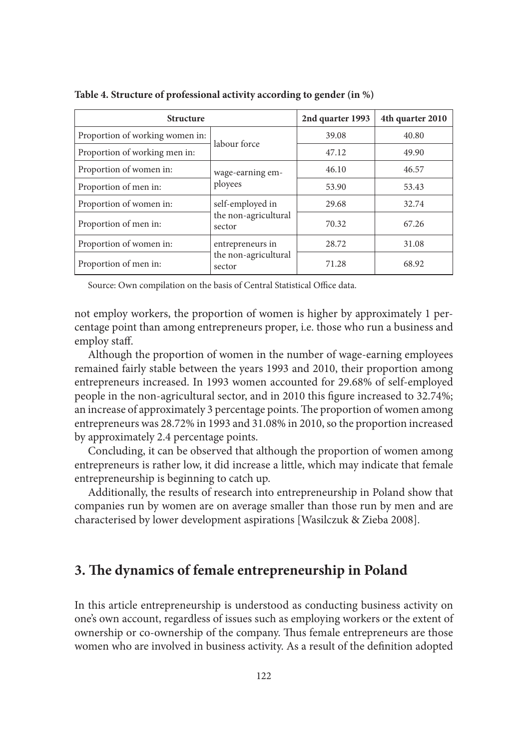**Table 4. Structure of professional activity according to gender (in %)**

| Structure | | 2nd quarter 1993 | 4th quarter 2010 |
|---|---|---|---|
| Proportion of working women in: | labour force | 39.08 | 40.80 |
| Proportion of working men in: | | 47.12 | 49.90 |
| Proportion of women in: | wage-earning employees | 46.10 | 46.57 |
| Proportion of men in: | | 53.90 | 53.43 |
| Proportion of women in: | self-employed in the non-agricultural sector | 29.68 | 32.74 |
| Proportion of men in: | | 70.32 | 67.26 |
| Proportion of women in: | entrepreneurs in the non-agricultural sector | 28.72 | 31.08 |
| Proportion of men in: | | 71.28 | 68.92 |

Source: Own compilation on the basis of Central Statistical Office data.

not employ workers, the proportion of women is higher by approximately 1 percentage point than among entrepreneurs proper, i.e. those who run a business and employ staff.

Although the proportion of women in the number of wage-earning employees remained fairly stable between the years 1993 and 2010, their proportion among entrepreneurs increased. In 1993 women accounted for 29.68% of self-employed people in the non-agricultural sector, and in 2010 this figure increased to 32.74%; an increase of approximately 3 percentage points. The proportion of women among entrepreneurs was 28.72% in 1993 and 31.08% in 2010, so the proportion increased by approximately 2.4 percentage points.

Concluding, it can be observed that although the proportion of women among entrepreneurs is rather low, it did increase a little, which may indicate that female entrepreneurship is beginning to catch up.

Additionally, the results of research into entrepreneurship in Poland show that companies run by women are on average smaller than those run by men and are characterised by lower development aspirations [Wasilczuk & Zieba 2008].

## 3. The dynamics of female entrepreneurship in Poland

In this article entrepreneurship is understood as conducting business activity on one's own account, regardless of issues such as employing workers or the extent of ownership or co-ownership of the company. Thus female entrepreneurs are those women who are involved in business activity. As a result of the definition adopted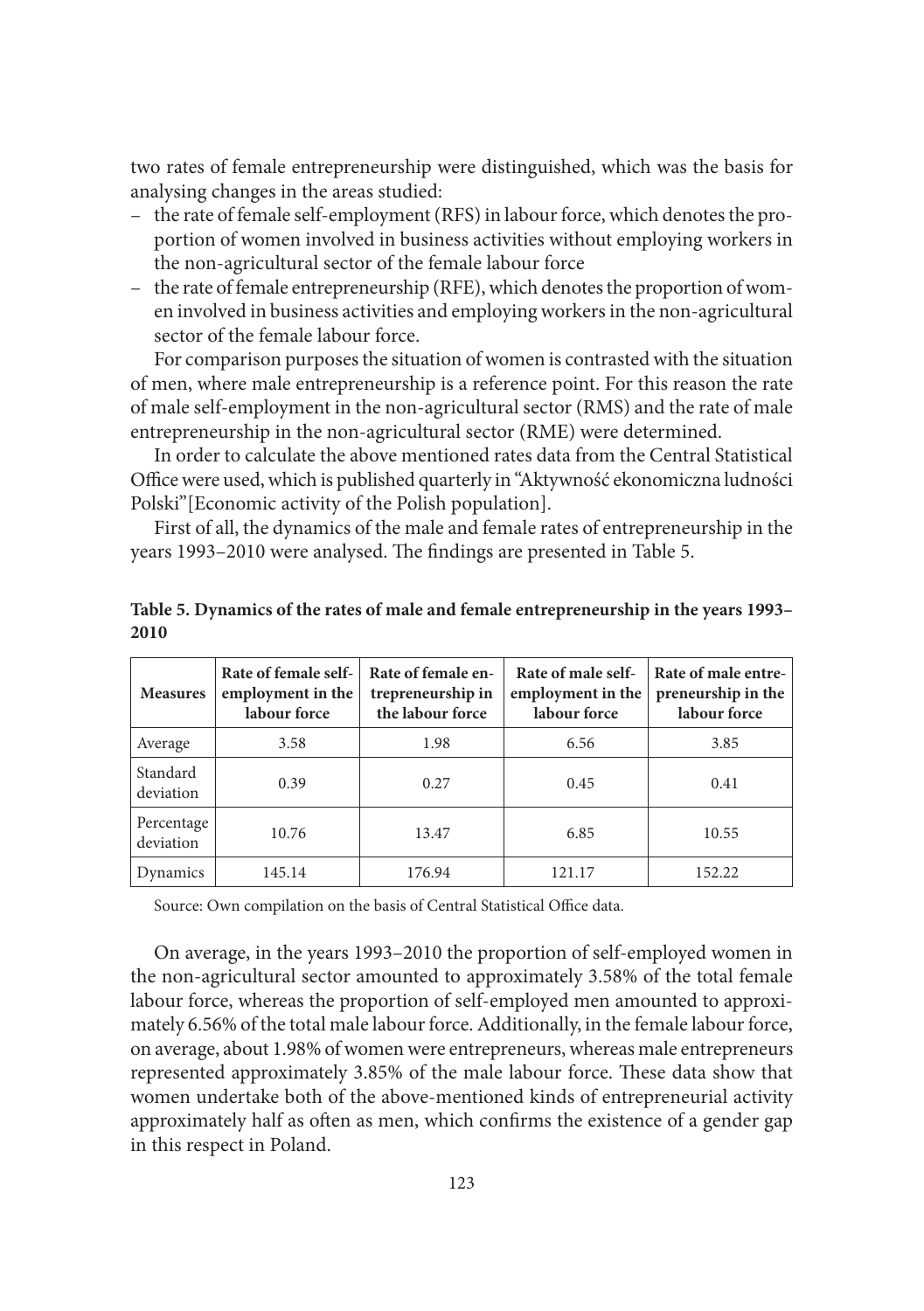two rates of female entrepreneurship were distinguished, which was the basis for analysing changes in the areas studied:

- the rate of female self-employment (RFS) in labour force, which denotes the proportion of women involved in business activities without employing workers in the non-agricultural sector of the female labour force
- the rate of female entrepreneurship (RFE), which denotes the proportion of women involved in business activities and employing workers in the non-agricultural sector of the female labour force.

For comparison purposes the situation of women is contrasted with the situation of men, where male entrepreneurship is a reference point. For this reason the rate of male self-employment in the non-agricultural sector (RMS) and the rate of male entrepreneurship in the non-agricultural sector (RME) were determined.

In order to calculate the above mentioned rates data from the Central Statistical Office were used, which is published quarterly in "Aktywność ekonomiczna ludności Polski" [Economic activity of the Polish population].

First of all, the dynamics of the male and female rates of entrepreneurship in the years 1993–2010 were analysed. The findings are presented in Table 5.

**Table 5. Dynamics of the rates of male and female entrepreneurship in the years 1993–2010**

| Measures | Rate of female self-employment in the labour force | Rate of female entrepreneurship in the labour force | Rate of male self-employment in the labour force | Rate of male entrepreneurship in the labour force |
|---|---|---|---|---|
| Average | 3.58 | 1.98 | 6.56 | 3.85 |
| Standard deviation | 0.39 | 0.27 | 0.45 | 0.41 |
| Percentage deviation | 10.76 | 13.47 | 6.85 | 10.55 |
| Dynamics | 145.14 | 176.94 | 121.17 | 152.22 |

Source: Own compilation on the basis of Central Statistical Office data.

On average, in the years 1993–2010 the proportion of self-employed women in the non-agricultural sector amounted to approximately 3.58% of the total female labour force, whereas the proportion of self-employed men amounted to approximately 6.56% of the total male labour force. Additionally, in the female labour force, on average, about 1.98% of women were entrepreneurs, whereas male entrepreneurs represented approximately 3.85% of the male labour force. These data show that women undertake both of the above-mentioned kinds of entrepreneurial activity approximately half as often as men, which confirms the existence of a gender gap in this respect in Poland.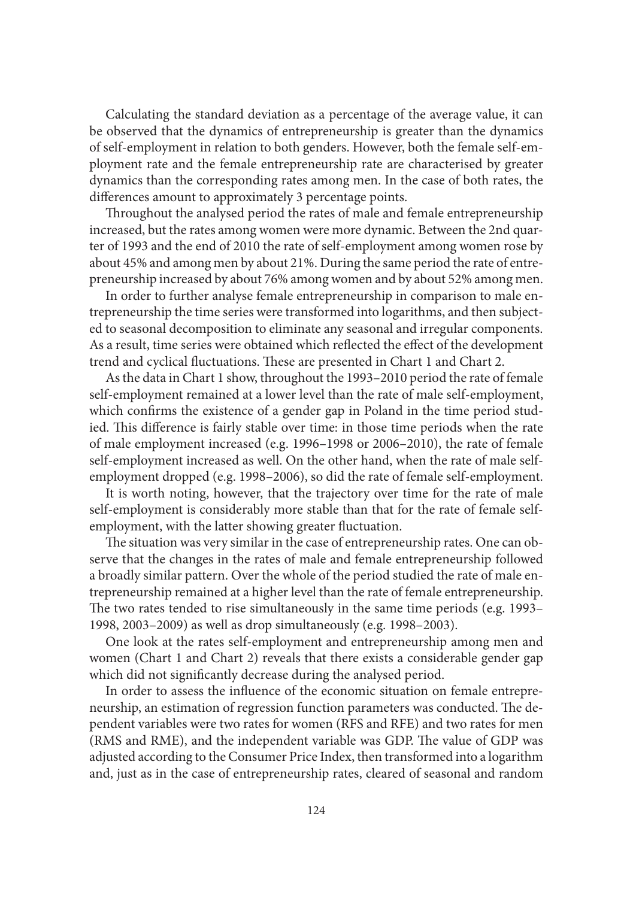Calculating the standard deviation as a percentage of the average value, it can be observed that the dynamics of entrepreneurship is greater than the dynamics of self-employment in relation to both genders. However, both the female self-employment rate and the female entrepreneurship rate are characterised by greater dynamics than the corresponding rates among men. In the case of both rates, the differences amount to approximately 3 percentage points.

Throughout the analysed period the rates of male and female entrepreneurship increased, but the rates among women were more dynamic. Between the 2nd quarter of 1993 and the end of 2010 the rate of self-employment among women rose by about 45% and among men by about 21%. During the same period the rate of entrepreneurship increased by about 76% among women and by about 52% among men.

In order to further analyse female entrepreneurship in comparison to male entrepreneurship the time series were transformed into logarithms, and then subjected to seasonal decomposition to eliminate any seasonal and irregular components. As a result, time series were obtained which reflected the effect of the development trend and cyclical fluctuations. These are presented in Chart 1 and Chart 2.

As the data in Chart 1 show, throughout the 1993–2010 period the rate of female self-employment remained at a lower level than the rate of male self-employment, which confirms the existence of a gender gap in Poland in the time period studied. This difference is fairly stable over time: in those time periods when the rate of male employment increased (e.g. 1996–1998 or 2006–2010), the rate of female self-employment increased as well. On the other hand, when the rate of male self-employment dropped (e.g. 1998–2006), so did the rate of female self-employment.

It is worth noting, however, that the trajectory over time for the rate of male self-employment is considerably more stable than that for the rate of female self-employment, with the latter showing greater fluctuation.

The situation was very similar in the case of entrepreneurship rates. One can observe that the changes in the rates of male and female entrepreneurship followed a broadly similar pattern. Over the whole of the period studied the rate of male entrepreneurship remained at a higher level than the rate of female entrepreneurship. The two rates tended to rise simultaneously in the same time periods (e.g. 1993–1998, 2003–2009) as well as drop simultaneously (e.g. 1998–2003).

One look at the rates self-employment and entrepreneurship among men and women (Chart 1 and Chart 2) reveals that there exists a considerable gender gap which did not significantly decrease during the analysed period.

In order to assess the influence of the economic situation on female entrepreneurship, an estimation of regression function parameters was conducted. The dependent variables were two rates for women (RFS and RFE) and two rates for men (RMS and RME), and the independent variable was GDP. The value of GDP was adjusted according to the Consumer Price Index, then transformed into a logarithm and, just as in the case of entrepreneurship rates, cleared of seasonal and random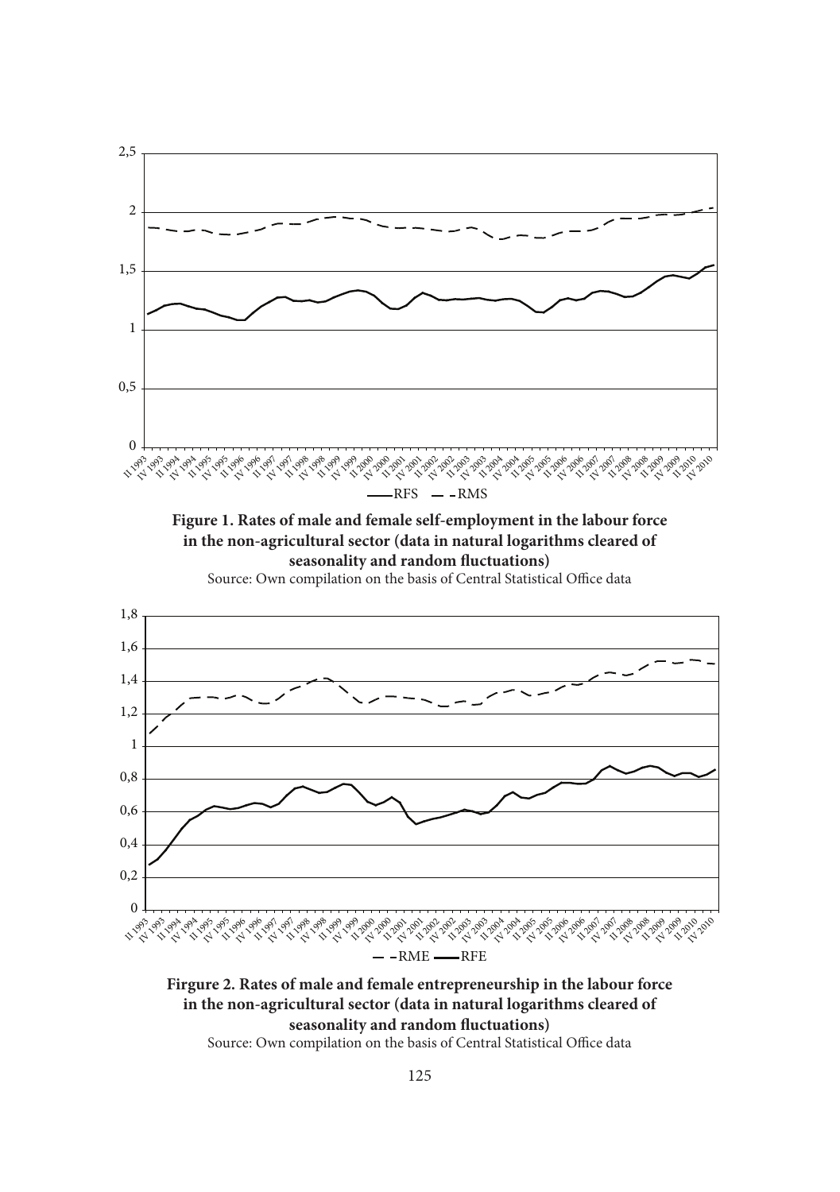**Figure 1. Rates of male and female self-employment in the labour force in the non-agricultural sector (data in natural logarithms cleared of seasonality and random fluctuations)**

Source: Own compilation on the basis of Central Statistical Office data

**Firgure 2. Rates of male and female entrepreneurship in the labour force in the non-agricultural sector (data in natural logarithms cleared of seasonality and random fluctuations)**

Source: Own compilation on the basis of Central Statistical Office data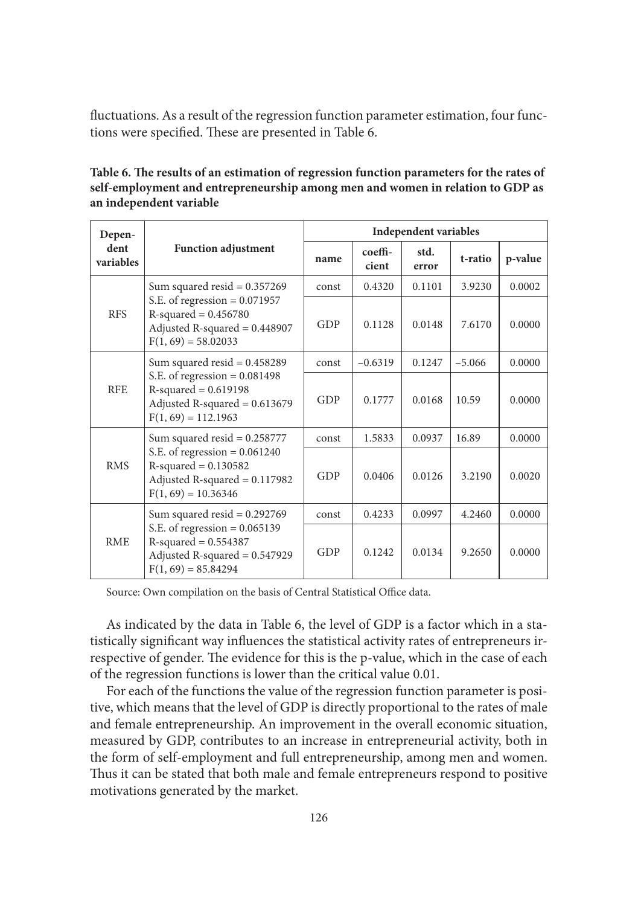fluctuations. As a result of the regression function parameter estimation, four functions were specified. These are presented in Table 6.

**Table 6. The results of an estimation of regression function parameters for the rates of self-employment and entrepreneurship among men and women in relation to GDP as an independent variable**

| Dependent variables | Function adjustment | Independent variables | | | | |
|---|---|---|---|---|---|---|
| | | name | coefficient | std. error | t-ratio | p-value |
| RFS | Sum squared resid = 0.357269<br>S.E. of regression = 0.071957<br>R-squared = 0.456780<br>Adjusted R-squared = 0.448907<br>F(1, 69) = 58.02033 | const | 0.4320 | 0.1101 | 3.9230 | 0.0002 |
| | | GDP | 0.1128 | 0.0148 | 7.6170 | 0.0000 |
| RFE | Sum squared resid = 0.458289<br>S.E. of regression = 0.081498<br>R-squared = 0.619198<br>Adjusted R-squared = 0.613679<br>F(1, 69) = 112.1963 | const | −0.6319 | 0.1247 | −5.066 | 0.0000 |
| | | GDP | 0.1777 | 0.0168 | 10.59 | 0.0000 |
| RMS | Sum squared resid = 0.258777<br>S.E. of regression = 0.061240<br>R-squared = 0.130582<br>Adjusted R-squared = 0.117982<br>F(1, 69) = 10.36346 | const | 1.5833 | 0.0937 | 16.89 | 0.0000 |
| | | GDP | 0.0406 | 0.0126 | 3.2190 | 0.0020 |
| RME | Sum squared resid = 0.292769<br>S.E. of regression = 0.065139<br>R-squared = 0.554387<br>Adjusted R-squared = 0.547929<br>F(1, 69) = 85.84294 | const | 0.4233 | 0.0997 | 4.2460 | 0.0000 |
| | | GDP | 0.1242 | 0.0134 | 9.2650 | 0.0000 |

Source: Own compilation on the basis of Central Statistical Office data.

As indicated by the data in Table 6, the level of GDP is a factor which in a statistically significant way influences the statistical activity rates of entrepreneurs irrespective of gender. The evidence for this is the p-value, which in the case of each of the regression functions is lower than the critical value 0.01.

For each of the functions the value of the regression function parameter is positive, which means that the level of GDP is directly proportional to the rates of male and female entrepreneurship. An improvement in the overall economic situation, measured by GDP, contributes to an increase in entrepreneurial activity, both in the form of self-employment and full entrepreneurship, among men and women. Thus it can be stated that both male and female entrepreneurs respond to positive motivations generated by the market.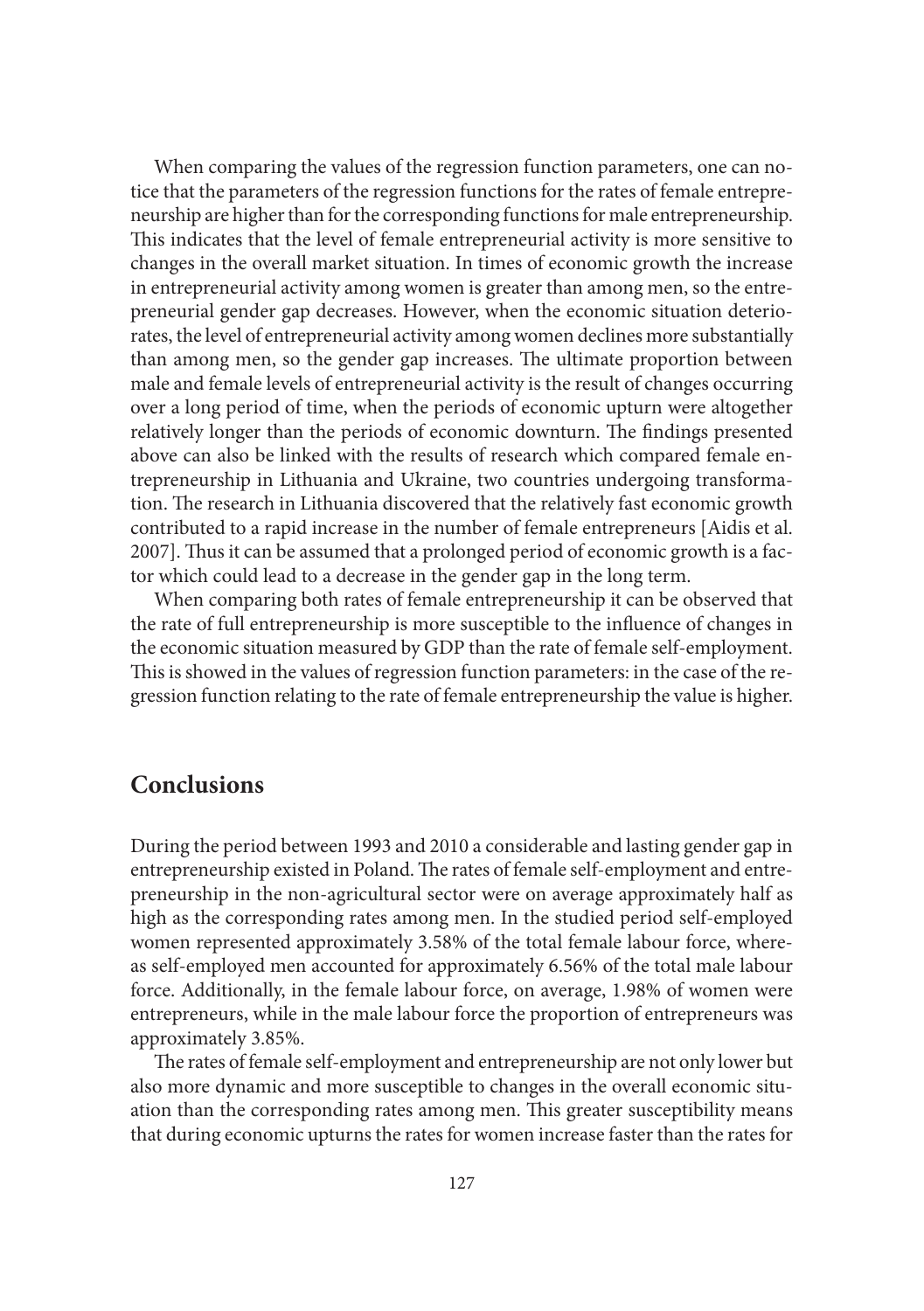When comparing the values of the regression function parameters, one can notice that the parameters of the regression functions for the rates of female entrepreneurship are higher than for the corresponding functions for male entrepreneurship. This indicates that the level of female entrepreneurial activity is more sensitive to changes in the overall market situation. In times of economic growth the increase in entrepreneurial activity among women is greater than among men, so the entrepreneurial gender gap decreases. However, when the economic situation deteriorates, the level of entrepreneurial activity among women declines more substantially than among men, so the gender gap increases. The ultimate proportion between male and female levels of entrepreneurial activity is the result of changes occurring over a long period of time, when the periods of economic upturn were altogether relatively longer than the periods of economic downturn. The findings presented above can also be linked with the results of research which compared female entrepreneurship in Lithuania and Ukraine, two countries undergoing transformation. The research in Lithuania discovered that the relatively fast economic growth contributed to a rapid increase in the number of female entrepreneurs [Aidis et al. 2007]. Thus it can be assumed that a prolonged period of economic growth is a factor which could lead to a decrease in the gender gap in the long term.

When comparing both rates of female entrepreneurship it can be observed that the rate of full entrepreneurship is more susceptible to the influence of changes in the economic situation measured by GDP than the rate of female self-employment. This is showed in the values of regression function parameters: in the case of the regression function relating to the rate of female entrepreneurship the value is higher.

## Conclusions

During the period between 1993 and 2010 a considerable and lasting gender gap in entrepreneurship existed in Poland. The rates of female self-employment and entrepreneurship in the non-agricultural sector were on average approximately half as high as the corresponding rates among men. In the studied period self-employed women represented approximately 3.58% of the total female labour force, whereas self-employed men accounted for approximately 6.56% of the total male labour force. Additionally, in the female labour force, on average, 1.98% of women were entrepreneurs, while in the male labour force the proportion of entrepreneurs was approximately 3.85%.

The rates of female self-employment and entrepreneurship are not only lower but also more dynamic and more susceptible to changes in the overall economic situation than the corresponding rates among men. This greater susceptibility means that during economic upturns the rates for women increase faster than the rates for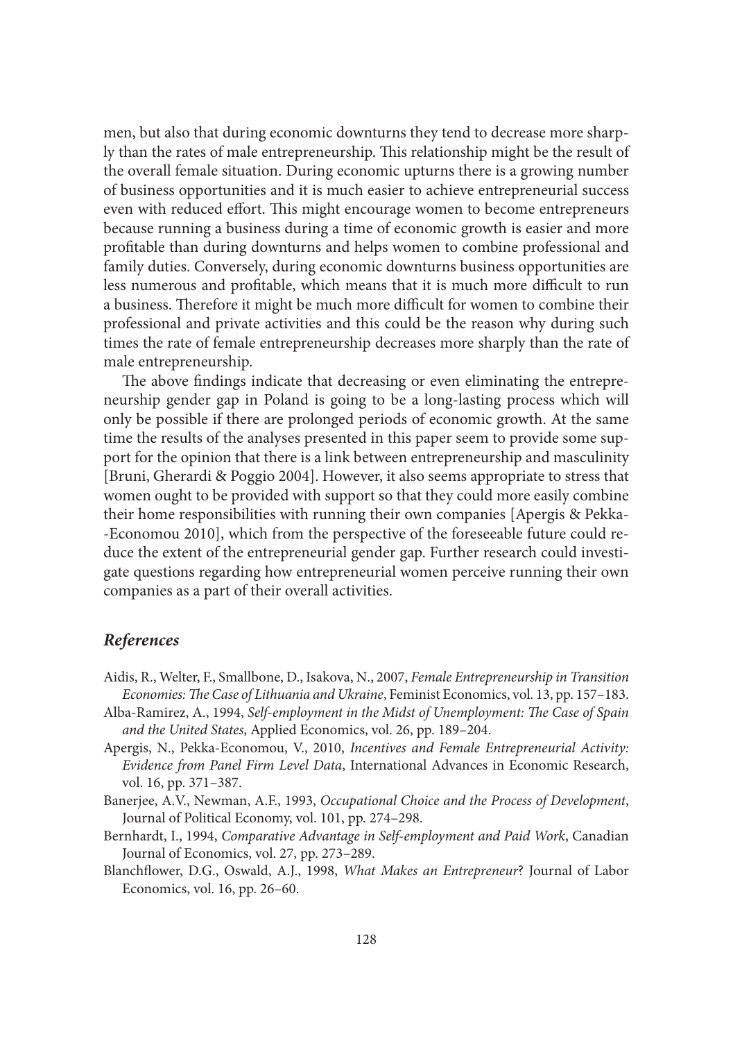men, but also that during economic downturns they tend to decrease more sharply than the rates of male entrepreneurship. This relationship might be the result of the overall female situation. During economic upturns there is a growing number of business opportunities and it is much easier to achieve entrepreneurial success even with reduced effort. This might encourage women to become entrepreneurs because running a business during a time of economic growth is easier and more profitable than during downturns and helps women to combine professional and family duties. Conversely, during economic downturns business opportunities are less numerous and profitable, which means that it is much more difficult to run a business. Therefore it might be much more difficult for women to combine their professional and private activities and this could be the reason why during such times the rate of female entrepreneurship decreases more sharply than the rate of male entrepreneurship.

The above findings indicate that decreasing or even eliminating the entrepreneurship gender gap in Poland is going to be a long-lasting process which will only be possible if there are prolonged periods of economic growth. At the same time the results of the analyses presented in this paper seem to provide some support for the opinion that there is a link between entrepreneurship and masculinity [Bruni, Gherardi & Poggio 2004]. However, it also seems appropriate to stress that women ought to be provided with support so that they could more easily combine their home responsibilities with running their own companies [Apergis & Pekka-Economou 2010], which from the perspective of the foreseeable future could reduce the extent of the entrepreneurial gender gap. Further research could investigate questions regarding how entrepreneurial women perceive running their own companies as a part of their overall activities.

## *References*

Aidis, R., Welter, F., Smallbone, D., Isakova, N., 2007, *Female Entrepreneurship in Transition Economies: The Case of Lithuania and Ukraine*, Feminist Economics, vol. 13, pp. 157–183.

Alba-Ramirez, A., 1994, *Self-employment in the Midst of Unemployment: The Case of Spain and the United States*, Applied Economics, vol. 26, pp. 189–204.

Apergis, N., Pekka-Economou, V., 2010, *Incentives and Female Entrepreneurial Activity: Evidence from Panel Firm Level Data*, International Advances in Economic Research, vol. 16, pp. 371–387.

Banerjee, A.V., Newman, A.F., 1993, *Occupational Choice and the Process of Development*, Journal of Political Economy, vol. 101, pp. 274–298.

Bernhardt, I., 1994, *Comparative Advantage in Self-employment and Paid Work*, Canadian Journal of Economics, vol. 27, pp. 273–289.

Blanchflower, D.G., Oswald, A.J., 1998, *What Makes an Entrepreneur*? Journal of Labor Economics, vol. 16, pp. 26–60.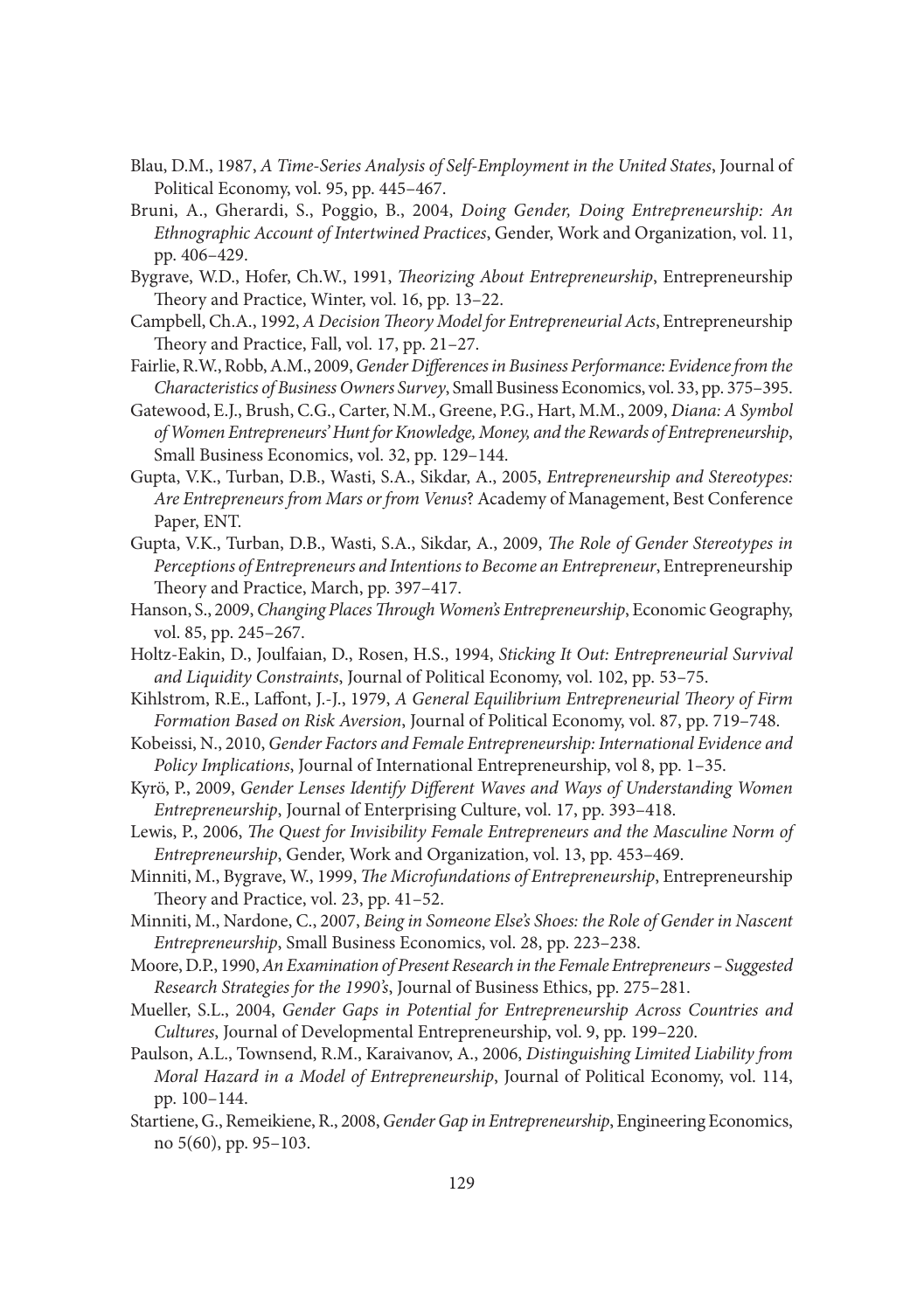Blau, D.M., 1987, *A Time-Series Analysis of Self-Employment in the United States*, Journal of Political Economy, vol. 95, pp. 445–467.

Bruni, A., Gherardi, S., Poggio, B., 2004, *Doing Gender, Doing Entrepreneurship: An Ethnographic Account of Intertwined Practices*, Gender, Work and Organization, vol. 11, pp. 406–429.

Bygrave, W.D., Hofer, Ch.W., 1991, *Theorizing About Entrepreneurship*, Entrepreneurship Theory and Practice, Winter, vol. 16, pp. 13–22.

Campbell, Ch.A., 1992, *A Decision Theory Model for Entrepreneurial Acts*, Entrepreneurship Theory and Practice, Fall, vol. 17, pp. 21–27.

Fairlie, R.W., Robb, A.M., 2009, *Gender Differences in Business Performance: Evidence from the Characteristics of Business Owners Survey*, Small Business Economics, vol. 33, pp. 375–395.

Gatewood, E.J., Brush, C.G., Carter, N.M., Greene, P.G., Hart, M.M., 2009, *Diana: A Symbol of Women Entrepreneurs' Hunt for Knowledge, Money, and the Rewards of Entrepreneurship*, Small Business Economics, vol. 32, pp. 129–144.

Gupta, V.K., Turban, D.B., Wasti, S.A., Sikdar, A., 2005, *Entrepreneurship and Stereotypes: Are Entrepreneurs from Mars or from Venus*? Academy of Management, Best Conference Paper, ENT.

Gupta, V.K., Turban, D.B., Wasti, S.A., Sikdar, A., 2009, *The Role of Gender Stereotypes in Perceptions of Entrepreneurs and Intentions to Become an Entrepreneur*, Entrepreneurship Theory and Practice, March, pp. 397–417.

Hanson, S., 2009, *Changing Places Through Women's Entrepreneurship*, Economic Geography, vol. 85, pp. 245–267.

Holtz-Eakin, D., Joulfaian, D., Rosen, H.S., 1994, *Sticking It Out: Entrepreneurial Survival and Liquidity Constraints*, Journal of Political Economy, vol. 102, pp. 53–75.

Kihlstrom, R.E., Laffont, J.-J., 1979, *A General Equilibrium Entrepreneurial Theory of Firm Formation Based on Risk Aversion*, Journal of Political Economy, vol. 87, pp. 719–748.

Kobeissi, N., 2010, *Gender Factors and Female Entrepreneurship: International Evidence and Policy Implications*, Journal of International Entrepreneurship, vol 8, pp. 1–35.

Kyrö, P., 2009, *Gender Lenses Identify Different Waves and Ways of Understanding Women Entrepreneurship*, Journal of Enterprising Culture, vol. 17, pp. 393–418.

Lewis, P., 2006, *The Quest for Invisibility Female Entrepreneurs and the Masculine Norm of Entrepreneurship*, Gender, Work and Organization, vol. 13, pp. 453–469.

Minniti, M., Bygrave, W., 1999, *The Microfundations of Entrepreneurship*, Entrepreneurship Theory and Practice, vol. 23, pp. 41–52.

Minniti, M., Nardone, C., 2007, *Being in Someone Else's Shoes: the Role of Gender in Nascent Entrepreneurship*, Small Business Economics, vol. 28, pp. 223–238.

Moore, D.P., 1990, *An Examination of Present Research in the Female Entrepreneurs – Suggested Research Strategies for the 1990's*, Journal of Business Ethics, pp. 275–281.

Mueller, S.L., 2004, *Gender Gaps in Potential for Entrepreneurship Across Countries and Cultures*, Journal of Developmental Entrepreneurship, vol. 9, pp. 199–220.

Paulson, A.L., Townsend, R.M., Karaivanov, A., 2006, *Distinguishing Limited Liability from Moral Hazard in a Model of Entrepreneurship*, Journal of Political Economy, vol. 114, pp. 100–144.

Startiene, G., Remeikiene, R., 2008, *Gender Gap in Entrepreneurship*, Engineering Economics, no 5(60), pp. 95–103.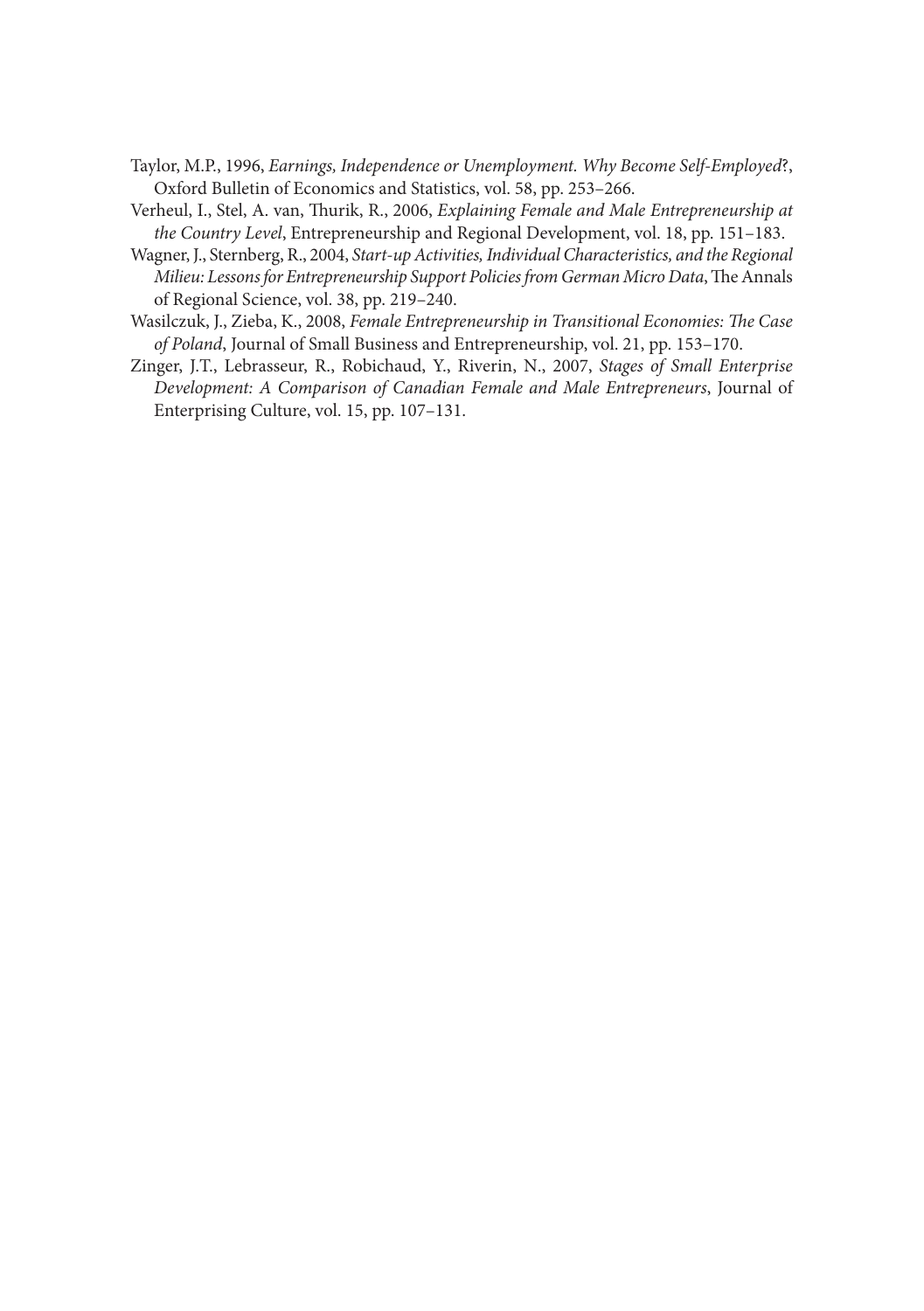Taylor, M.P., 1996, *Earnings, Independence or Unemployment. Why Become Self-Employed*?, Oxford Bulletin of Economics and Statistics, vol. 58, pp. 253–266.

Verheul, I., Stel, A. van, Thurik, R., 2006, *Explaining Female and Male Entrepreneurship at the Country Level*, Entrepreneurship and Regional Development, vol. 18, pp. 151–183.

Wagner, J., Sternberg, R., 2004, *Start-up Activities, Individual Characteristics, and the Regional Milieu: Lessons for Entrepreneurship Support Policies from German Micro Data*, The Annals of Regional Science, vol. 38, pp. 219–240.

Wasilczuk, J., Zieba, K., 2008, *Female Entrepreneurship in Transitional Economies: The Case of Poland*, Journal of Small Business and Entrepreneurship, vol. 21, pp. 153–170.

Zinger, J.T., Lebrasseur, R., Robichaud, Y., Riverin, N., 2007, *Stages of Small Enterprise Development: A Comparison of Canadian Female and Male Entrepreneurs*, Journal of Enterprising Culture, vol. 15, pp. 107–131.